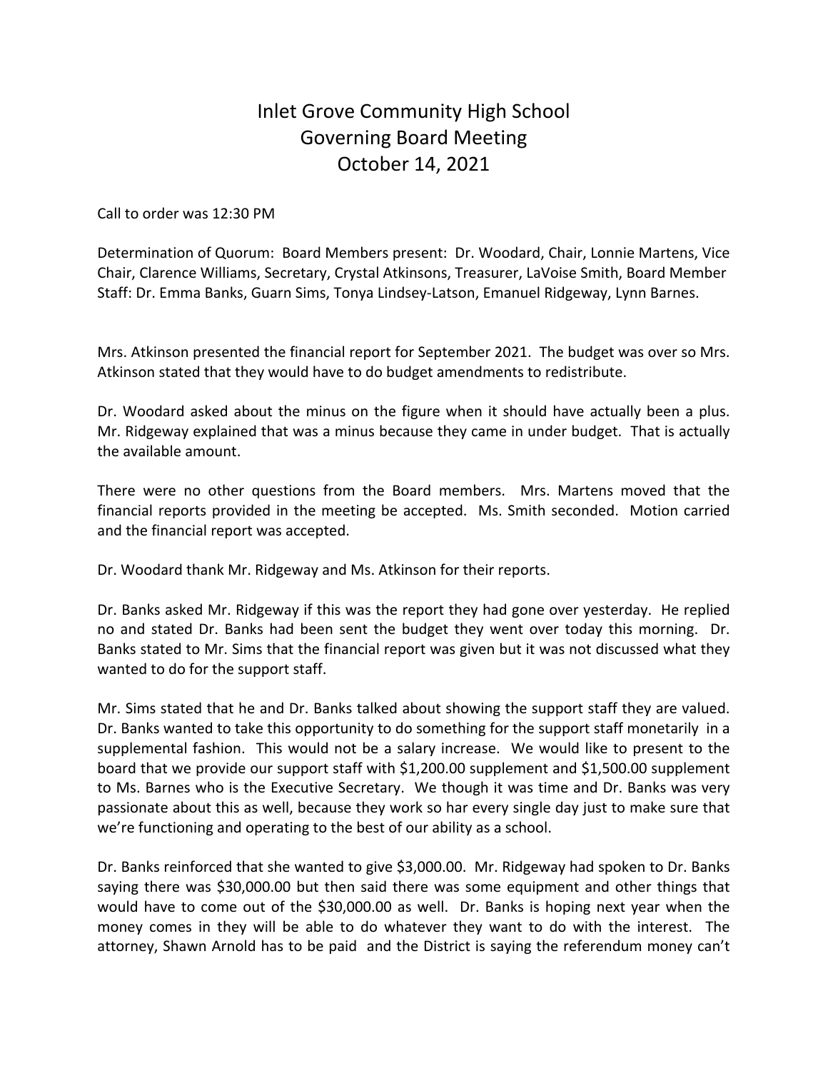# Inlet Grove Community High School
## Governing Board Meeting
## October 14, 2021

Call to order was 12:30 PM

Determination of Quorum: Board Members present: Dr. Woodard, Chair, Lonnie Martens, Vice Chair, Clarence Williams, Secretary, Crystal Atkinsons, Treasurer, LaVoise Smith, Board Member Staff: Dr. Emma Banks, Guarn Sims, Tonya Lindsey-Latson, Emanuel Ridgeway, Lynn Barnes.

Mrs. Atkinson presented the financial report for September 2021. The budget was over so Mrs. Atkinson stated that they would have to do budget amendments to redistribute.

Dr. Woodard asked about the minus on the figure when it should have actually been a plus. Mr. Ridgeway explained that was a minus because they came in under budget. That is actually the available amount.

There were no other questions from the Board members. Mrs. Martens moved that the financial reports provided in the meeting be accepted. Ms. Smith seconded. Motion carried and the financial report was accepted.

Dr. Woodard thank Mr. Ridgeway and Ms. Atkinson for their reports.

Dr. Banks asked Mr. Ridgeway if this was the report they had gone over yesterday. He replied no and stated Dr. Banks had been sent the budget they went over today this morning. Dr. Banks stated to Mr. Sims that the financial report was given but it was not discussed what they wanted to do for the support staff.

Mr. Sims stated that he and Dr. Banks talked about showing the support staff they are valued. Dr. Banks wanted to take this opportunity to do something for the support staff monetarily in a supplemental fashion. This would not be a salary increase. We would like to present to the board that we provide our support staff with $1,200.00 supplement and $1,500.00 supplement to Ms. Barnes who is the Executive Secretary. We though it was time and Dr. Banks was very passionate about this as well, because they work so har every single day just to make sure that we're functioning and operating to the best of our ability as a school.

Dr. Banks reinforced that she wanted to give $3,000.00. Mr. Ridgeway had spoken to Dr. Banks saying there was $30,000.00 but then said there was some equipment and other things that would have to come out of the $30,000.00 as well. Dr. Banks is hoping next year when the money comes in they will be able to do whatever they want to do with the interest. The attorney, Shawn Arnold has to be paid and the District is saying the referendum money can't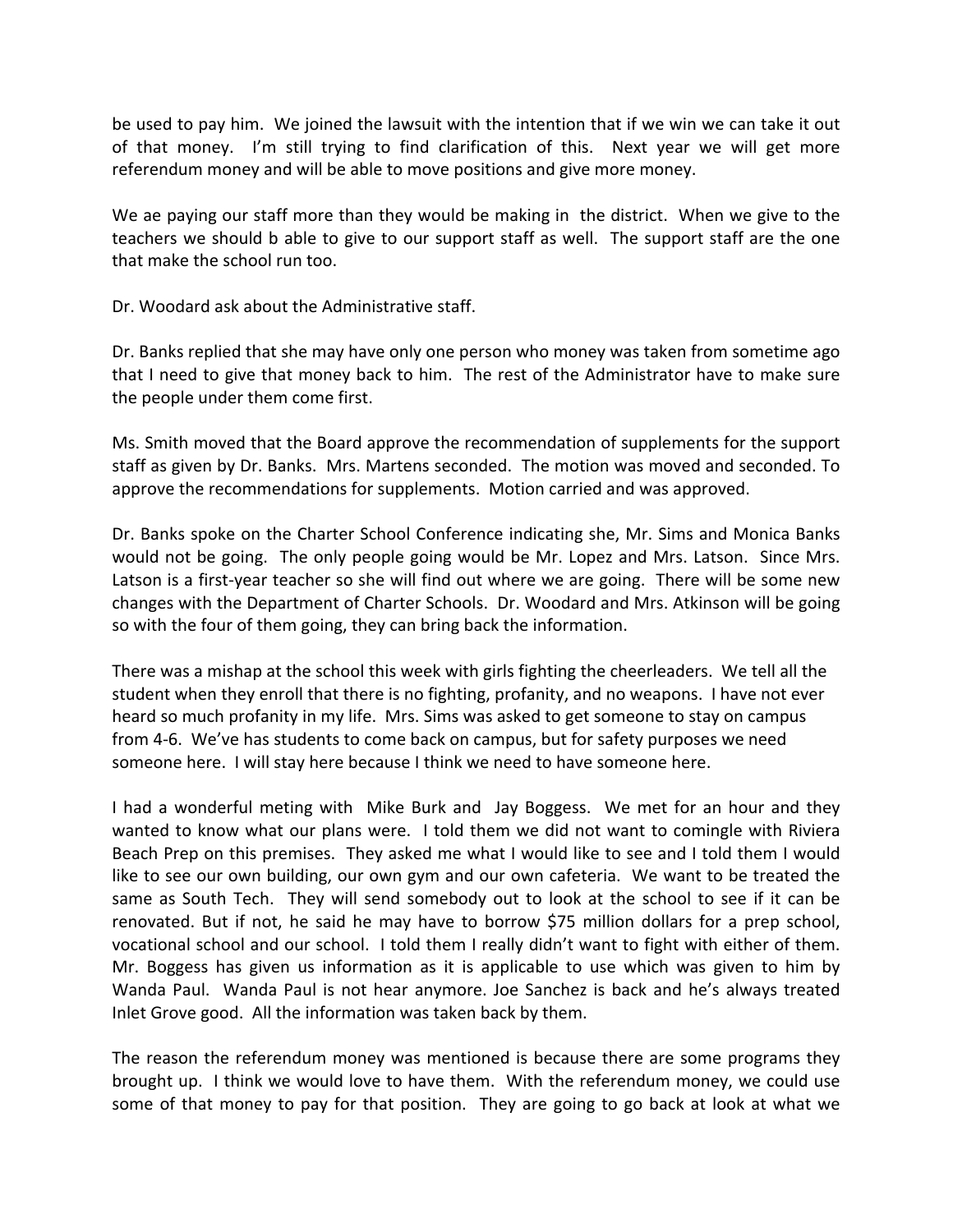be used to pay him. We joined the lawsuit with the intention that if we win we can take it out of that money. I'm still trying to find clarification of this. Next year we will get more referendum money and will be able to move positions and give more money.

We ae paying our staff more than they would be making in the district. When we give to the teachers we should b able to give to our support staff as well. The support staff are the one that make the school run too.

Dr. Woodard ask about the Administrative staff.

Dr. Banks replied that she may have only one person who money was taken from sometime ago that I need to give that money back to him. The rest of the Administrator have to make sure the people under them come first.

Ms. Smith moved that the Board approve the recommendation of supplements for the support staff as given by Dr. Banks. Mrs. Martens seconded. The motion was moved and seconded. To approve the recommendations for supplements. Motion carried and was approved.

Dr. Banks spoke on the Charter School Conference indicating she, Mr. Sims and Monica Banks would not be going. The only people going would be Mr. Lopez and Mrs. Latson. Since Mrs. Latson is a first-year teacher so she will find out where we are going. There will be some new changes with the Department of Charter Schools. Dr. Woodard and Mrs. Atkinson will be going so with the four of them going, they can bring back the information.

There was a mishap at the school this week with girls fighting the cheerleaders. We tell all the student when they enroll that there is no fighting, profanity, and no weapons. I have not ever heard so much profanity in my life. Mrs. Sims was asked to get someone to stay on campus from 4-6. We've has students to come back on campus, but for safety purposes we need someone here. I will stay here because I think we need to have someone here.

I had a wonderful meting with Mike Burk and Jay Boggess. We met for an hour and they wanted to know what our plans were. I told them we did not want to comingle with Riviera Beach Prep on this premises. They asked me what I would like to see and I told them I would like to see our own building, our own gym and our own cafeteria. We want to be treated the same as South Tech. They will send somebody out to look at the school to see if it can be renovated. But if not, he said he may have to borrow $75 million dollars for a prep school, vocational school and our school. I told them I really didn't want to fight with either of them. Mr. Boggess has given us information as it is applicable to use which was given to him by Wanda Paul. Wanda Paul is not hear anymore. Joe Sanchez is back and he's always treated Inlet Grove good. All the information was taken back by them.

The reason the referendum money was mentioned is because there are some programs they brought up. I think we would love to have them. With the referendum money, we could use some of that money to pay for that position. They are going to go back at look at what we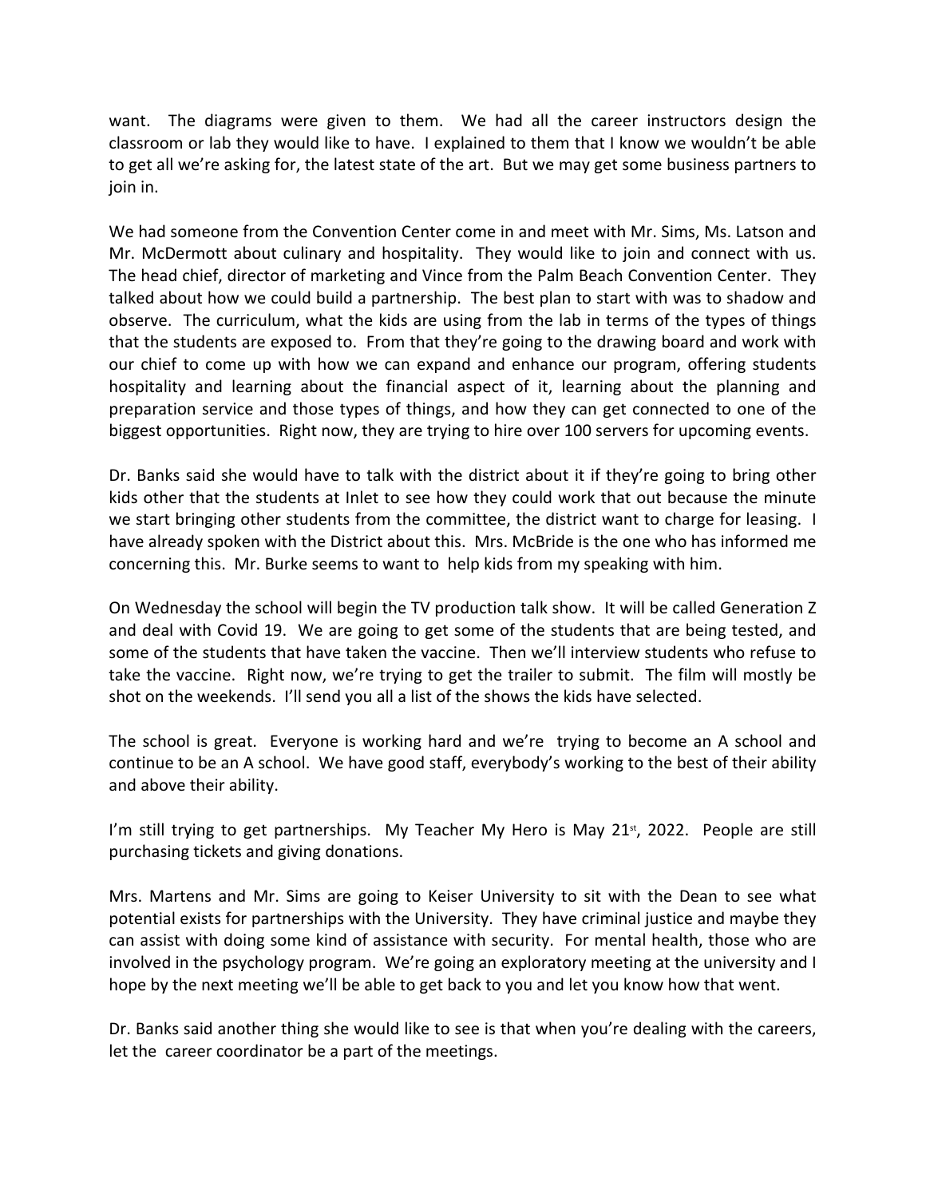want. The diagrams were given to them. We had all the career instructors design the classroom or lab they would like to have. I explained to them that I know we wouldn't be able to get all we're asking for, the latest state of the art. But we may get some business partners to join in.

We had someone from the Convention Center come in and meet with Mr. Sims, Ms. Latson and Mr. McDermott about culinary and hospitality. They would like to join and connect with us. The head chief, director of marketing and Vince from the Palm Beach Convention Center. They talked about how we could build a partnership. The best plan to start with was to shadow and observe. The curriculum, what the kids are using from the lab in terms of the types of things that the students are exposed to. From that they're going to the drawing board and work with our chief to come up with how we can expand and enhance our program, offering students hospitality and learning about the financial aspect of it, learning about the planning and preparation service and those types of things, and how they can get connected to one of the biggest opportunities. Right now, they are trying to hire over 100 servers for upcoming events.

Dr. Banks said she would have to talk with the district about it if they're going to bring other kids other that the students at Inlet to see how they could work that out because the minute we start bringing other students from the committee, the district want to charge for leasing. I have already spoken with the District about this. Mrs. McBride is the one who has informed me concerning this. Mr. Burke seems to want to help kids from my speaking with him.

On Wednesday the school will begin the TV production talk show. It will be called Generation Z and deal with Covid 19. We are going to get some of the students that are being tested, and some of the students that have taken the vaccine. Then we'll interview students who refuse to take the vaccine. Right now, we're trying to get the trailer to submit. The film will mostly be shot on the weekends. I'll send you all a list of the shows the kids have selected.

The school is great. Everyone is working hard and we're trying to become an A school and continue to be an A school. We have good staff, everybody's working to the best of their ability and above their ability.

I'm still trying to get partnerships. My Teacher My Hero is May 21st, 2022. People are still purchasing tickets and giving donations.

Mrs. Martens and Mr. Sims are going to Keiser University to sit with the Dean to see what potential exists for partnerships with the University. They have criminal justice and maybe they can assist with doing some kind of assistance with security. For mental health, those who are involved in the psychology program. We're going an exploratory meeting at the university and I hope by the next meeting we'll be able to get back to you and let you know how that went.

Dr. Banks said another thing she would like to see is that when you're dealing with the careers, let the career coordinator be a part of the meetings.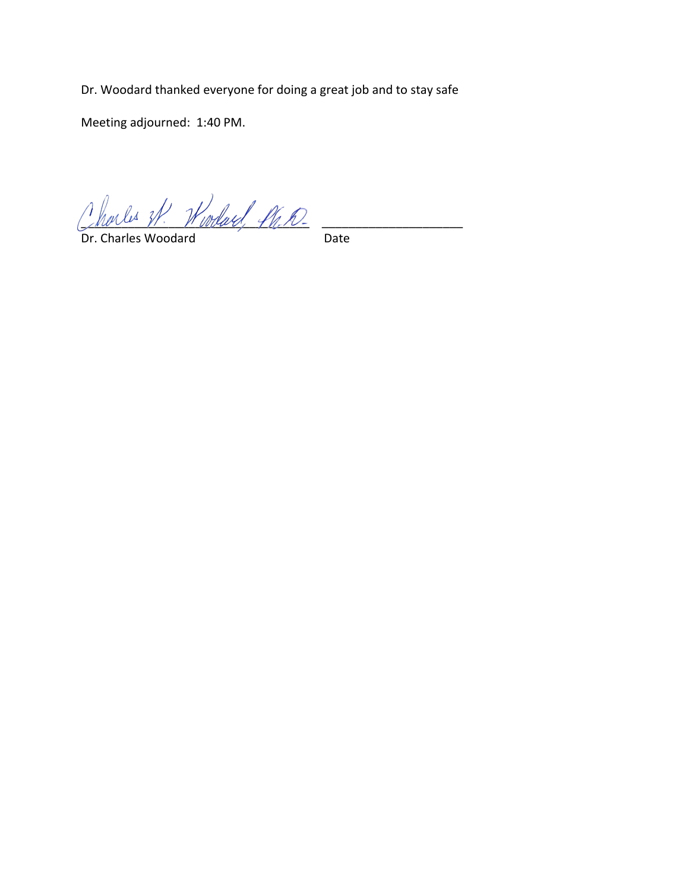Dr. Woodard thanked everyone for doing a great job and to stay safe

Meeting adjourned: 1:40 PM.

Charles W. Woodard, Ph.D. ____________________

Dr. Charles Woodard Date